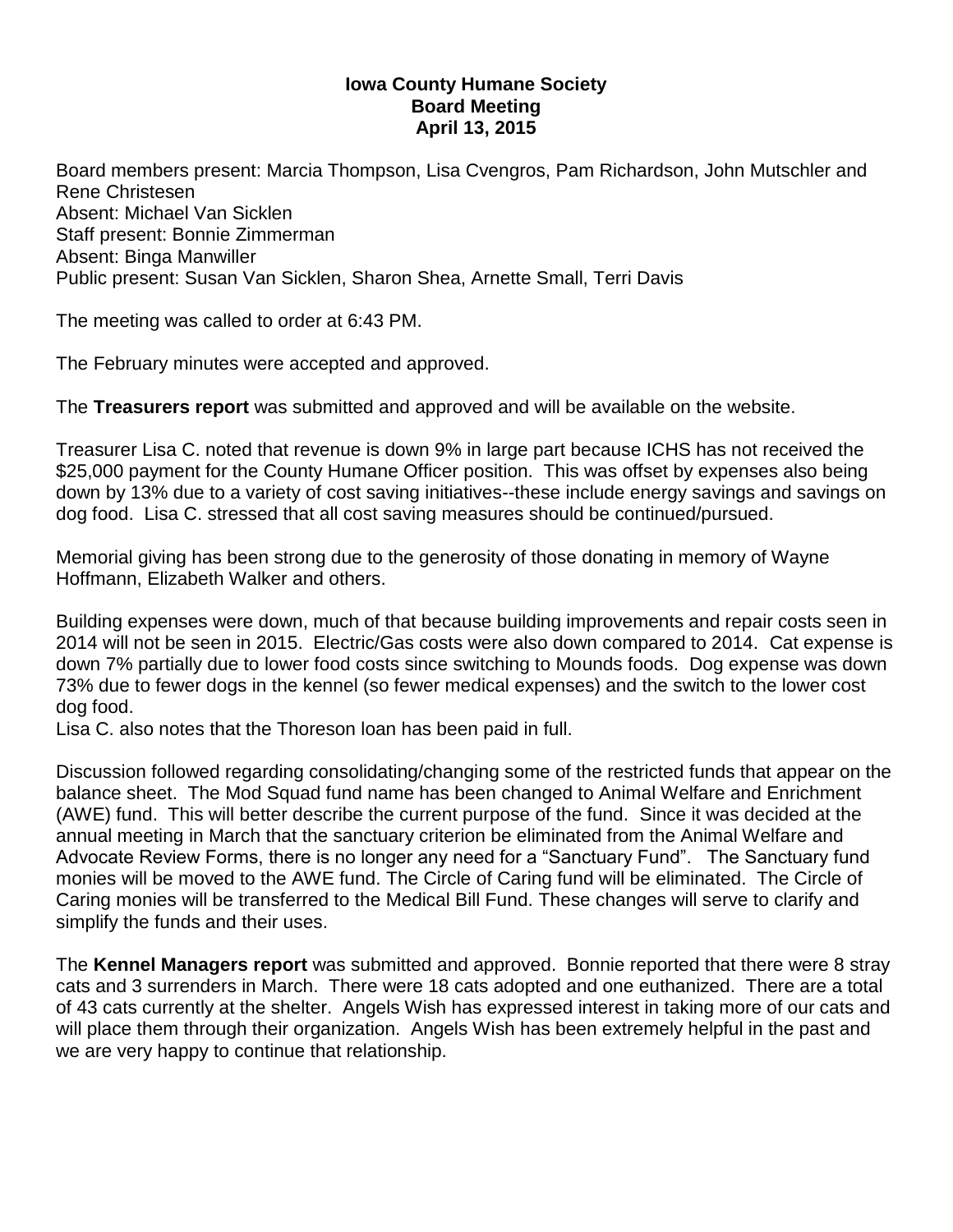**Iowa County Humane Society**
**Board Meeting**
**April 13, 2015**

Board members present: Marcia Thompson, Lisa Cvengros, Pam Richardson, John Mutschler and Rene Christesen
Absent: Michael Van Sicklen
Staff present: Bonnie Zimmerman
Absent: Binga Manwiller
Public present: Susan Van Sicklen, Sharon Shea, Arnette Small, Terri Davis

The meeting was called to order at 6:43 PM.

The February minutes were accepted and approved.

The **Treasurers report** was submitted and approved and will be available on the website.

Treasurer Lisa C. noted that revenue is down 9% in large part because ICHS has not received the $25,000 payment for the County Humane Officer position. This was offset by expenses also being down by 13% due to a variety of cost saving initiatives--these include energy savings and savings on dog food. Lisa C. stressed that all cost saving measures should be continued/pursued.

Memorial giving has been strong due to the generosity of those donating in memory of Wayne Hoffmann, Elizabeth Walker and others.

Building expenses were down, much of that because building improvements and repair costs seen in 2014 will not be seen in 2015. Electric/Gas costs were also down compared to 2014. Cat expense is down 7% partially due to lower food costs since switching to Mounds foods. Dog expense was down 73% due to fewer dogs in the kennel (so fewer medical expenses) and the switch to the lower cost dog food.
Lisa C. also notes that the Thoreson loan has been paid in full.

Discussion followed regarding consolidating/changing some of the restricted funds that appear on the balance sheet. The Mod Squad fund name has been changed to Animal Welfare and Enrichment (AWE) fund. This will better describe the current purpose of the fund. Since it was decided at the annual meeting in March that the sanctuary criterion be eliminated from the Animal Welfare and Advocate Review Forms, there is no longer any need for a "Sanctuary Fund". The Sanctuary fund monies will be moved to the AWE fund. The Circle of Caring fund will be eliminated. The Circle of Caring monies will be transferred to the Medical Bill Fund. These changes will serve to clarify and simplify the funds and their uses.

The **Kennel Managers report** was submitted and approved. Bonnie reported that there were 8 stray cats and 3 surrenders in March. There were 18 cats adopted and one euthanized. There are a total of 43 cats currently at the shelter. Angels Wish has expressed interest in taking more of our cats and will place them through their organization. Angels Wish has been extremely helpful in the past and we are very happy to continue that relationship.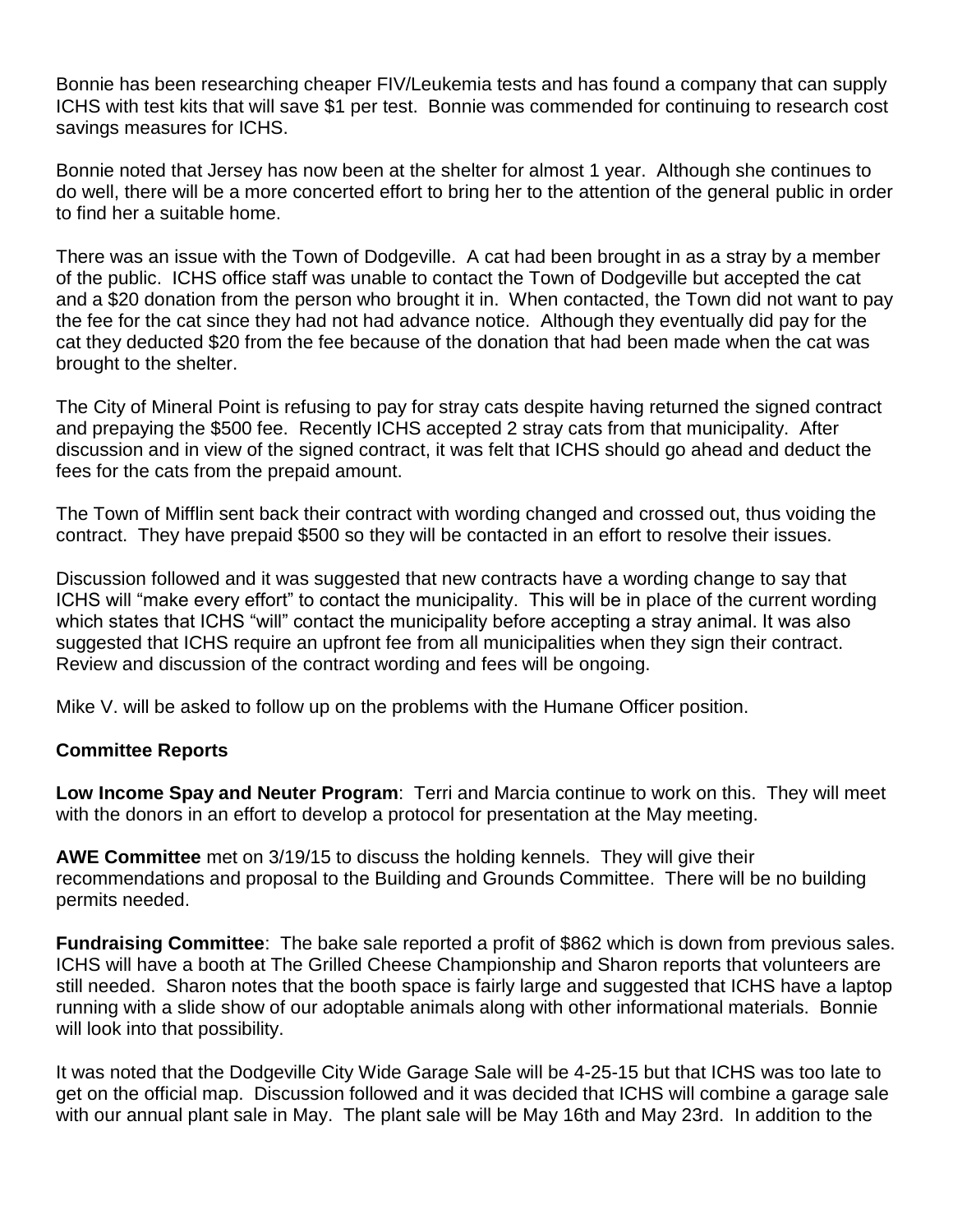Bonnie has been researching cheaper FIV/Leukemia tests and has found a company that can supply ICHS with test kits that will save $1 per test. Bonnie was commended for continuing to research cost savings measures for ICHS.

Bonnie noted that Jersey has now been at the shelter for almost 1 year. Although she continues to do well, there will be a more concerted effort to bring her to the attention of the general public in order to find her a suitable home.

There was an issue with the Town of Dodgeville. A cat had been brought in as a stray by a member of the public. ICHS office staff was unable to contact the Town of Dodgeville but accepted the cat and a $20 donation from the person who brought it in. When contacted, the Town did not want to pay the fee for the cat since they had not had advance notice. Although they eventually did pay for the cat they deducted $20 from the fee because of the donation that had been made when the cat was brought to the shelter.

The City of Mineral Point is refusing to pay for stray cats despite having returned the signed contract and prepaying the $500 fee. Recently ICHS accepted 2 stray cats from that municipality. After discussion and in view of the signed contract, it was felt that ICHS should go ahead and deduct the fees for the cats from the prepaid amount.

The Town of Mifflin sent back their contract with wording changed and crossed out, thus voiding the contract. They have prepaid $500 so they will be contacted in an effort to resolve their issues.

Discussion followed and it was suggested that new contracts have a wording change to say that ICHS will "make every effort" to contact the municipality. This will be in place of the current wording which states that ICHS "will" contact the municipality before accepting a stray animal. It was also suggested that ICHS require an upfront fee from all municipalities when they sign their contract. Review and discussion of the contract wording and fees will be ongoing.

Mike V. will be asked to follow up on the problems with the Humane Officer position.

**Committee Reports**

**Low Income Spay and Neuter Program**: Terri and Marcia continue to work on this. They will meet with the donors in an effort to develop a protocol for presentation at the May meeting.

**AWE Committee** met on 3/19/15 to discuss the holding kennels. They will give their recommendations and proposal to the Building and Grounds Committee. There will be no building permits needed.

**Fundraising Committee**: The bake sale reported a profit of $862 which is down from previous sales. ICHS will have a booth at The Grilled Cheese Championship and Sharon reports that volunteers are still needed. Sharon notes that the booth space is fairly large and suggested that ICHS have a laptop running with a slide show of our adoptable animals along with other informational materials. Bonnie will look into that possibility.

It was noted that the Dodgeville City Wide Garage Sale will be 4-25-15 but that ICHS was too late to get on the official map. Discussion followed and it was decided that ICHS will combine a garage sale with our annual plant sale in May. The plant sale will be May 16th and May 23rd. In addition to the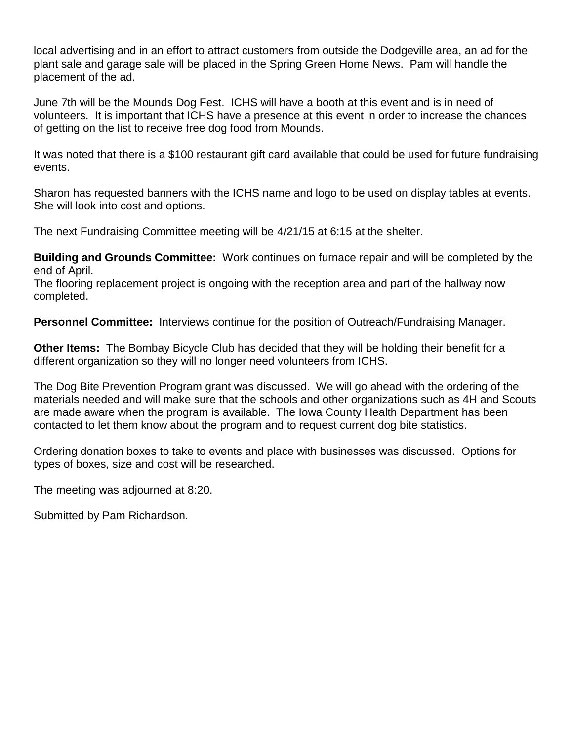local advertising and in an effort to attract customers from outside the Dodgeville area, an ad for the plant sale and garage sale will be placed in the Spring Green Home News. Pam will handle the placement of the ad.

June 7th will be the Mounds Dog Fest. ICHS will have a booth at this event and is in need of volunteers. It is important that ICHS have a presence at this event in order to increase the chances of getting on the list to receive free dog food from Mounds.

It was noted that there is a $100 restaurant gift card available that could be used for future fundraising events.

Sharon has requested banners with the ICHS name and logo to be used on display tables at events. She will look into cost and options.

The next Fundraising Committee meeting will be 4/21/15 at 6:15 at the shelter.

**Building and Grounds Committee:** Work continues on furnace repair and will be completed by the end of April.
The flooring replacement project is ongoing with the reception area and part of the hallway now completed.

**Personnel Committee:** Interviews continue for the position of Outreach/Fundraising Manager.

**Other Items:** The Bombay Bicycle Club has decided that they will be holding their benefit for a different organization so they will no longer need volunteers from ICHS.

The Dog Bite Prevention Program grant was discussed. We will go ahead with the ordering of the materials needed and will make sure that the schools and other organizations such as 4H and Scouts are made aware when the program is available. The Iowa County Health Department has been contacted to let them know about the program and to request current dog bite statistics.

Ordering donation boxes to take to events and place with businesses was discussed. Options for types of boxes, size and cost will be researched.

The meeting was adjourned at 8:20.

Submitted by Pam Richardson.